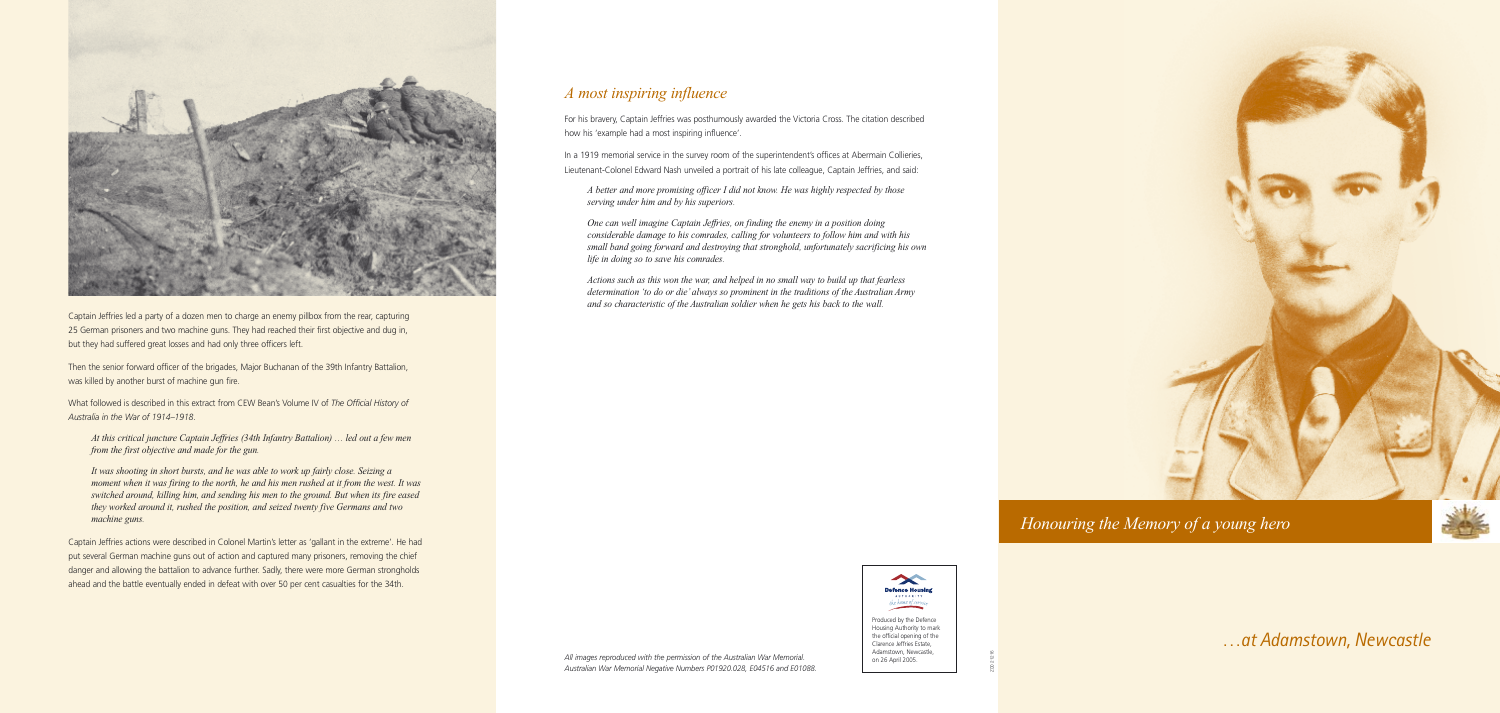Captain Jeffries led a party of a dozen men to charge an enemy pillbox from the rear, capturing 25 German prisoners and two machine guns. They had reached their first objective and dug in, but they had suffered great losses and had only three officers left.

Then the senior forward officer of the brigades, Major Buchanan of the 39th Infantry Battalion, was killed by another burst of machine gun fire.

What followed is described in this extract from CEW Bean's Volume IV of *The Official History of Australia in the War of 1914–1918*.

> *At this critical juncture Captain Jeffries (34th Infantry Battalion) … led out a few men from the first objective and made for the gun.*
>
> *It was shooting in short bursts, and he was able to work up fairly close. Seizing a moment when it was firing to the north, he and his men rushed at it from the west. It was switched around, killing him, and sending his men to the ground. But when its fire eased they worked around it, rushed the position, and seized twenty five Germans and two machine guns.*

Captain Jeffries actions were described in Colonel Martin's letter as 'gallant in the extreme'. He had put several German machine guns out of action and captured many prisoners, removing the chief danger and allowing the battalion to advance further. Sadly, there were more German strongholds ahead and the battle eventually ended in defeat with over 50 per cent casualties for the 34th.

## *A most inspiring influence*

For his bravery, Captain Jeffries was posthumously awarded the Victoria Cross. The citation described how his 'example had a most inspiring influence'.

In a 1919 memorial service in the survey room of the superintendent's offices at Abermain Collieries, Lieutenant-Colonel Edward Nash unveiled a portrait of his late colleague, Captain Jeffries, and said:

> *A better and more promising officer I did not know. He was highly respected by those serving under him and by his superiors.*
>
> *One can well imagine Captain Jeffries, on finding the enemy in a position doing considerable damage to his comrades, calling for volunteers to follow him and with his small band going forward and destroying that stronghold, unfortunately sacrificing his own life in doing so to save his comrades.*
>
> *Actions such as this won the war, and helped in no small way to build up that fearless determination 'to do or die' always so prominent in the traditions of the Australian Army and so characteristic of the Australian soldier when he gets his back to the wall.*

*All images reproduced with the permission of the Australian War Memorial. Australian War Memorial Negative Numbers P01920.028, E04516 and E01088.*

Defence Housing Authority

Produced by the Defence Housing Authority to mark the official opening of the Clarence Jeffries Estate, Adamstown, Newcastle, on 26 April 2005.

# *Honouring the Memory of a young hero*

## *…at Adamstown, Newcastle*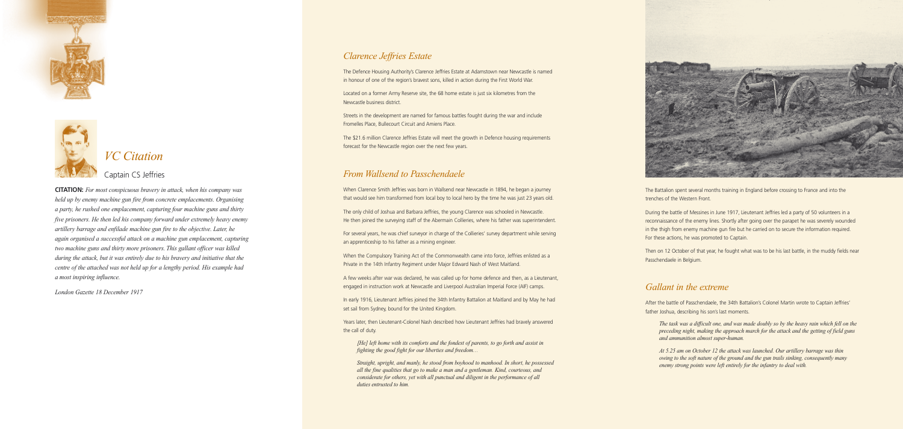## VC Citation

Captain CS Jeffries

**CITATION:** *For most conspicuous bravery in attack, when his company was held up by enemy machine gun fire from concrete emplacements. Organising a party, he rushed one emplacement, capturing four machine guns and thirty five prisoners. He then led his company forward under extremely heavy enemy artillery barrage and enfilade machine gun fire to the objective. Later, he again organised a successful attack on a machine gun emplacement, capturing two machine guns and thirty more prisoners. This gallant officer was killed during the attack, but it was entirely due to his bravery and initiative that the centre of the attached was not held up for a lengthy period. His example had a most inspiring influence.*

*London Gazette 18 December 1917*

## Clarence Jeffries Estate

The Defence Housing Authority's Clarence Jeffries Estate at Adamstown near Newcastle is named in honour of one of the region's bravest sons, killed in action during the First World War.

Located on a former Army Reserve site, the 68 home estate is just six kilometres from the Newcastle business district.

Streets in the development are named for famous battles fought during the war and include Fromelles Place, Bullecourt Circuit and Amiens Place.

The $21.6 million Clarence Jeffries Estate will meet the growth in Defence housing requirements forecast for the Newcastle region over the next few years.

## From Wallsend to Passchendaele

When Clarence Smith Jeffries was born in Wallsend near Newcastle in 1894, he began a journey that would see him transformed from local boy to local hero by the time he was just 23 years old.

The only child of Joshua and Barbara Jeffries, the young Clarence was schooled in Newcastle. He then joined the surveying staff of the Abermain Collieries, where his father was superintendent.

For several years, he was chief surveyor in charge of the Collieries' survey department while serving an apprenticeship to his father as a mining engineer.

When the Compulsory Training Act of the Commonwealth came into force, Jeffries enlisted as a Private in the 14th Infantry Regiment under Major Edward Nash of West Maitland.

A few weeks after war was declared, he was called up for home defence and then, as a Lieutenant, engaged in instruction work at Newcastle and Liverpool Australian Imperial Force (AIF) camps.

In early 1916, Lieutenant Jeffries joined the 34th Infantry Battalion at Maitland and by May he had set sail from Sydney, bound for the United Kingdom.

Years later, then Lieutenant-Colonel Nash described how Lieutenant Jeffries had bravely answered the call of duty.

> *[He] left home with its comforts and the fondest of parents, to go forth and assist in fighting the good fight for our liberties and freedom…*
>
> *Straight, upright, and manly, he stood from boyhood to manhood. In short, he possessed all the fine qualities that go to make a man and a gentleman. Kind, courteous, and considerate for others, yet with all punctual and diligent in the performance of all duties entrusted to him.*

The Battalion spent several months training in England before crossing to France and into the trenches of the Western Front.

During the battle of Messines in June 1917, Lieutenant Jeffries led a party of 50 volunteers in a reconnaissance of the enemy lines. Shortly after going over the parapet he was severely wounded in the thigh from enemy machine gun fire but he carried on to secure the information required. For these actions, he was promoted to Captain.

Then on 12 October of that year, he fought what was to be his last battle, in the muddy fields near Passchendaele in Belgium.

## Gallant in the extreme

After the battle of Passchendaele, the 34th Battalion's Colonel Martin wrote to Captain Jeffries' father Joshua, describing his son's last moments.

> *The task was a difficult one, and was made doubly so by the heavy rain which fell on the preceding night, making the approach march for the attack and the getting of field guns and ammunition almost super-human.*
>
> *At 5.25 am on October 12 the attack was launched. Our artillery barrage was thin owing to the soft nature of the ground and the gun trails sinking, consequently many enemy strong points were left entirely for the infantry to deal with.*